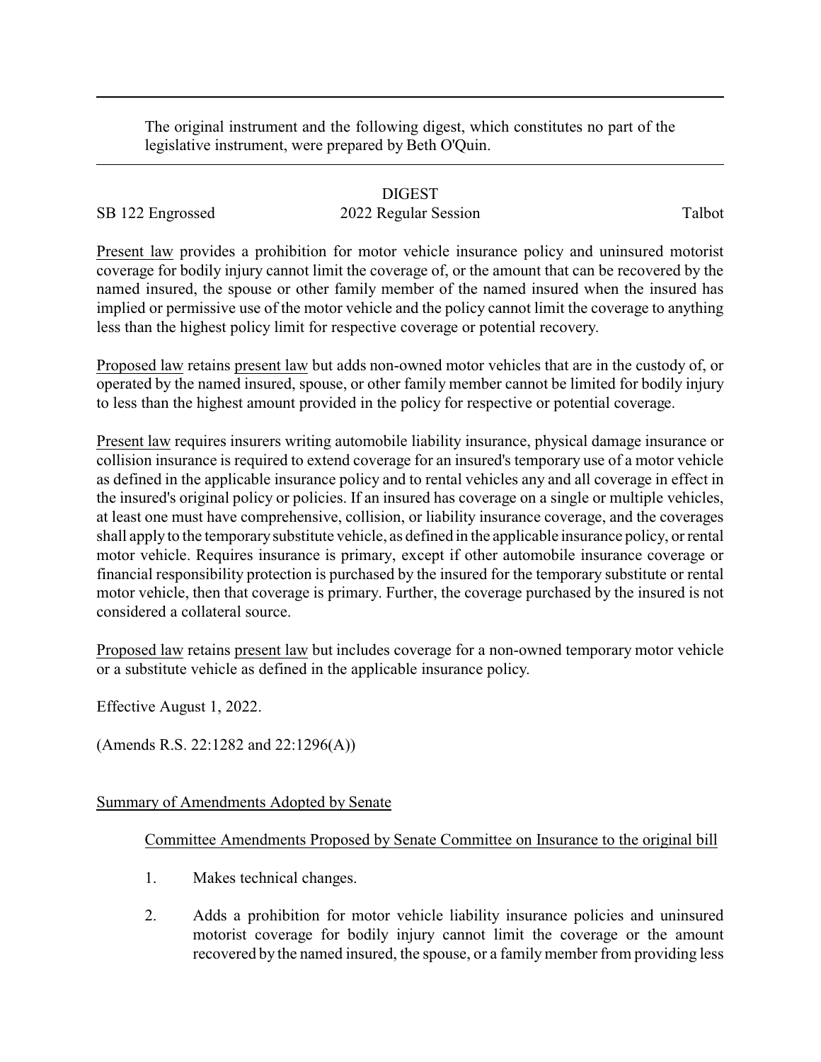The original instrument and the following digest, which constitutes no part of the legislative instrument, were prepared by Beth O'Quin.

DIGEST

SB 122 Engrossed　　　　　　2022 Regular Session　　　　　　Talbot

Present law provides a prohibition for motor vehicle insurance policy and uninsured motorist coverage for bodily injury cannot limit the coverage of, or the amount that can be recovered by the named insured, the spouse or other family member of the named insured when the insured has implied or permissive use of the motor vehicle and the policy cannot limit the coverage to anything less than the highest policy limit for respective coverage or potential recovery.

Proposed law retains present law but adds non-owned motor vehicles that are in the custody of, or operated by the named insured, spouse, or other family member cannot be limited for bodily injury to less than the highest amount provided in the policy for respective or potential coverage.

Present law requires insurers writing automobile liability insurance, physical damage insurance or collision insurance is required to extend coverage for an insured's temporary use of a motor vehicle as defined in the applicable insurance policy and to rental vehicles any and all coverage in effect in the insured's original policy or policies. If an insured has coverage on a single or multiple vehicles, at least one must have comprehensive, collision, or liability insurance coverage, and the coverages shall apply to the temporary substitute vehicle, as defined in the applicable insurance policy, or rental motor vehicle. Requires insurance is primary, except if other automobile insurance coverage or financial responsibility protection is purchased by the insured for the temporary substitute or rental motor vehicle, then that coverage is primary. Further, the coverage purchased by the insured is not considered a collateral source.

Proposed law retains present law but includes coverage for a non-owned temporary motor vehicle or a substitute vehicle as defined in the applicable insurance policy.

Effective August 1, 2022.

(Amends R.S. 22:1282 and 22:1296(A))

Summary of Amendments Adopted by Senate

Committee Amendments Proposed by Senate Committee on Insurance to the original bill

1. Makes technical changes.
2. Adds a prohibition for motor vehicle liability insurance policies and uninsured motorist coverage for bodily injury cannot limit the coverage or the amount recovered by the named insured, the spouse, or a family member from providing less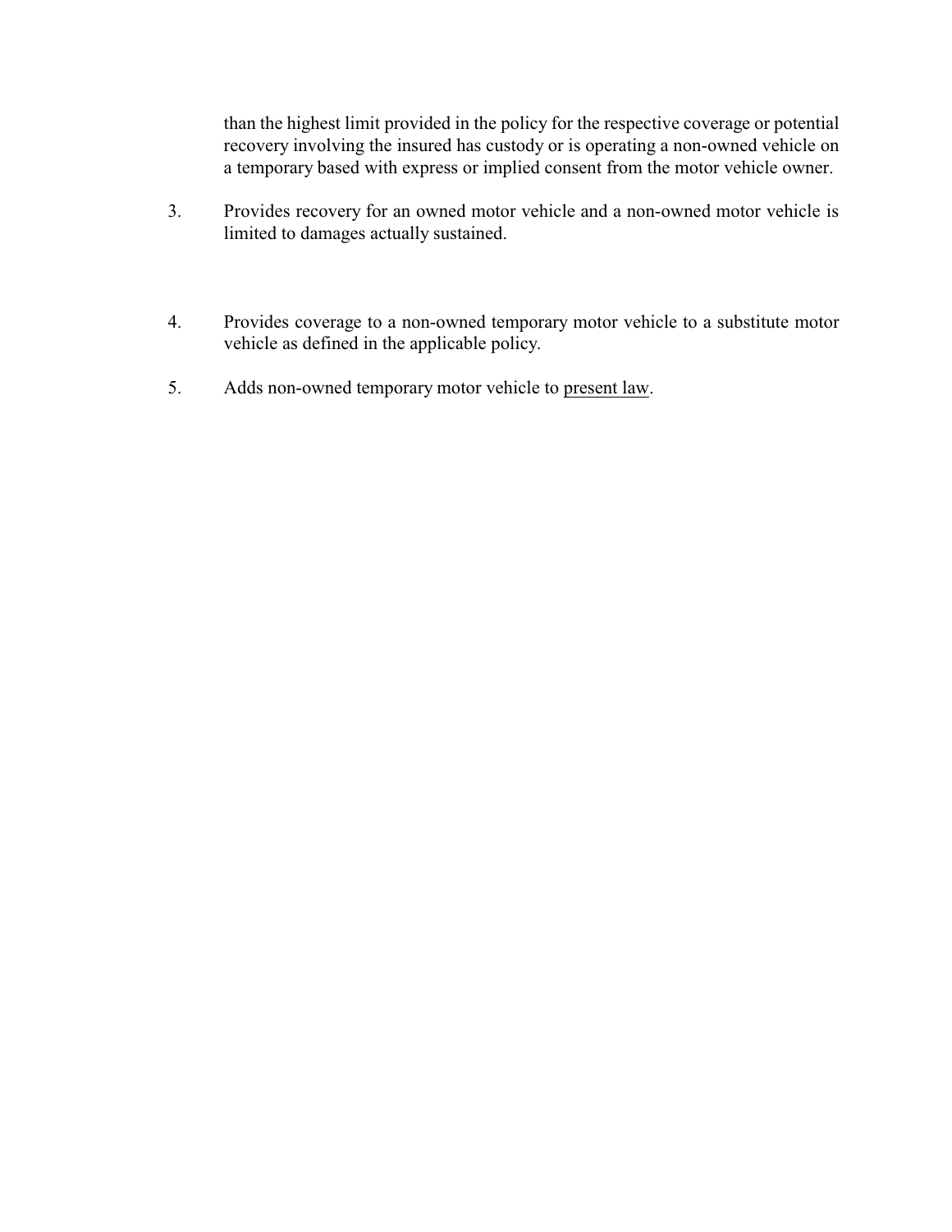than the highest limit provided in the policy for the respective coverage or potential recovery involving the insured has custody or is operating a non-owned vehicle on a temporary based with express or implied consent from the motor vehicle owner.

3. Provides recovery for an owned motor vehicle and a non-owned motor vehicle is limited to damages actually sustained.

4. Provides coverage to a non-owned temporary motor vehicle to a substitute motor vehicle as defined in the applicable policy.

5. Adds non-owned temporary motor vehicle to <u>present law</u>.